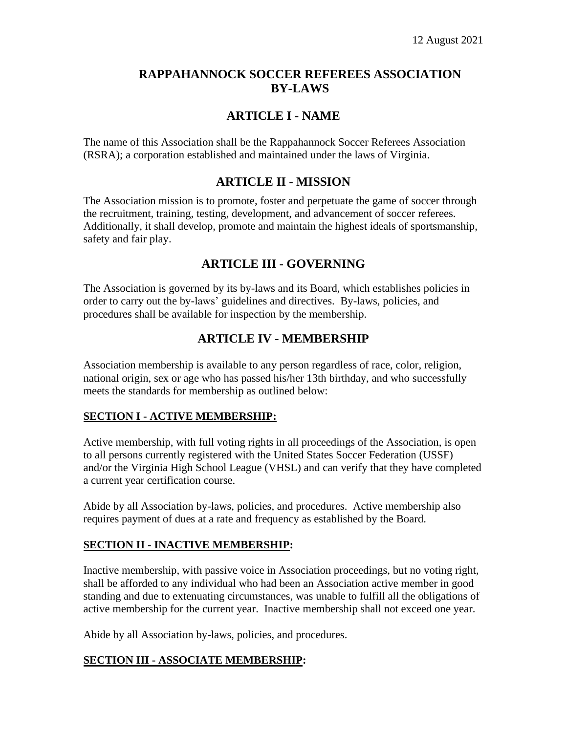12 August 2021

# RAPPAHANNOCK SOCCER REFEREES ASSOCIATION BY-LAWS

## ARTICLE I - NAME

The name of this Association shall be the Rappahannock Soccer Referees Association (RSRA); a corporation established and maintained under the laws of Virginia.

## ARTICLE II - MISSION

The Association mission is to promote, foster and perpetuate the game of soccer through the recruitment, training, testing, development, and advancement of soccer referees. Additionally, it shall develop, promote and maintain the highest ideals of sportsmanship, safety and fair play.

## ARTICLE III - GOVERNING

The Association is governed by its by-laws and its Board, which establishes policies in order to carry out the by-laws' guidelines and directives. By-laws, policies, and procedures shall be available for inspection by the membership.

## ARTICLE IV - MEMBERSHIP

Association membership is available to any person regardless of race, color, religion, national origin, sex or age who has passed his/her 13th birthday, and who successfully meets the standards for membership as outlined below:

### SECTION I - ACTIVE MEMBERSHIP:

Active membership, with full voting rights in all proceedings of the Association, is open to all persons currently registered with the United States Soccer Federation (USSF) and/or the Virginia High School League (VHSL) and can verify that they have completed a current year certification course.

Abide by all Association by-laws, policies, and procedures. Active membership also requires payment of dues at a rate and frequency as established by the Board.

### SECTION II - INACTIVE MEMBERSHIP:

Inactive membership, with passive voice in Association proceedings, but no voting right, shall be afforded to any individual who had been an Association active member in good standing and due to extenuating circumstances, was unable to fulfill all the obligations of active membership for the current year. Inactive membership shall not exceed one year.

Abide by all Association by-laws, policies, and procedures.

### SECTION III - ASSOCIATE MEMBERSHIP: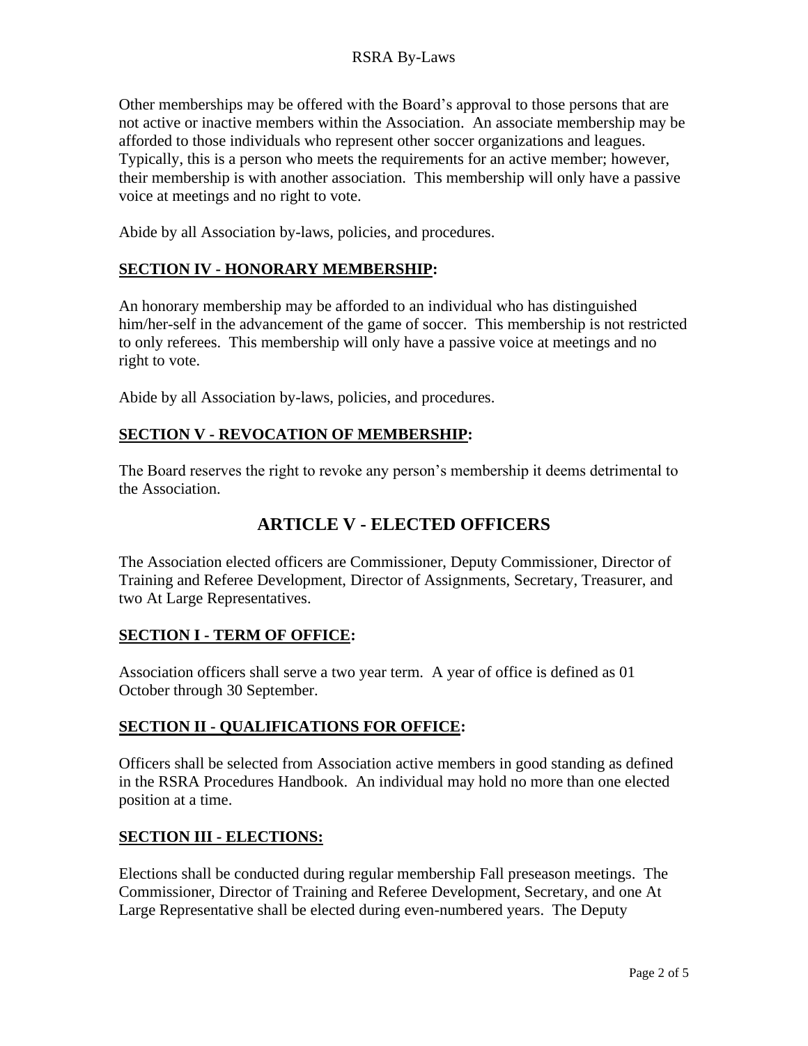Other memberships may be offered with the Board's approval to those persons that are not active or inactive members within the Association. An associate membership may be afforded to those individuals who represent other soccer organizations and leagues. Typically, this is a person who meets the requirements for an active member; however, their membership is with another association. This membership will only have a passive voice at meetings and no right to vote.

Abide by all Association by-laws, policies, and procedures.

### **SECTION IV - HONORARY MEMBERSHIP:**

An honorary membership may be afforded to an individual who has distinguished him/her-self in the advancement of the game of soccer. This membership is not restricted to only referees. This membership will only have a passive voice at meetings and no right to vote.

Abide by all Association by-laws, policies, and procedures.

### **SECTION V - REVOCATION OF MEMBERSHIP:**

The Board reserves the right to revoke any person's membership it deems detrimental to the Association.

## ARTICLE V - ELECTED OFFICERS

The Association elected officers are Commissioner, Deputy Commissioner, Director of Training and Referee Development, Director of Assignments, Secretary, Treasurer, and two At Large Representatives.

### **SECTION I - TERM OF OFFICE:**

Association officers shall serve a two year term. A year of office is defined as 01 October through 30 September.

### **SECTION II - QUALIFICATIONS FOR OFFICE:**

Officers shall be selected from Association active members in good standing as defined in the RSRA Procedures Handbook. An individual may hold no more than one elected position at a time.

### **SECTION III - ELECTIONS:**

Elections shall be conducted during regular membership Fall preseason meetings. The Commissioner, Director of Training and Referee Development, Secretary, and one At Large Representative shall be elected during even-numbered years. The Deputy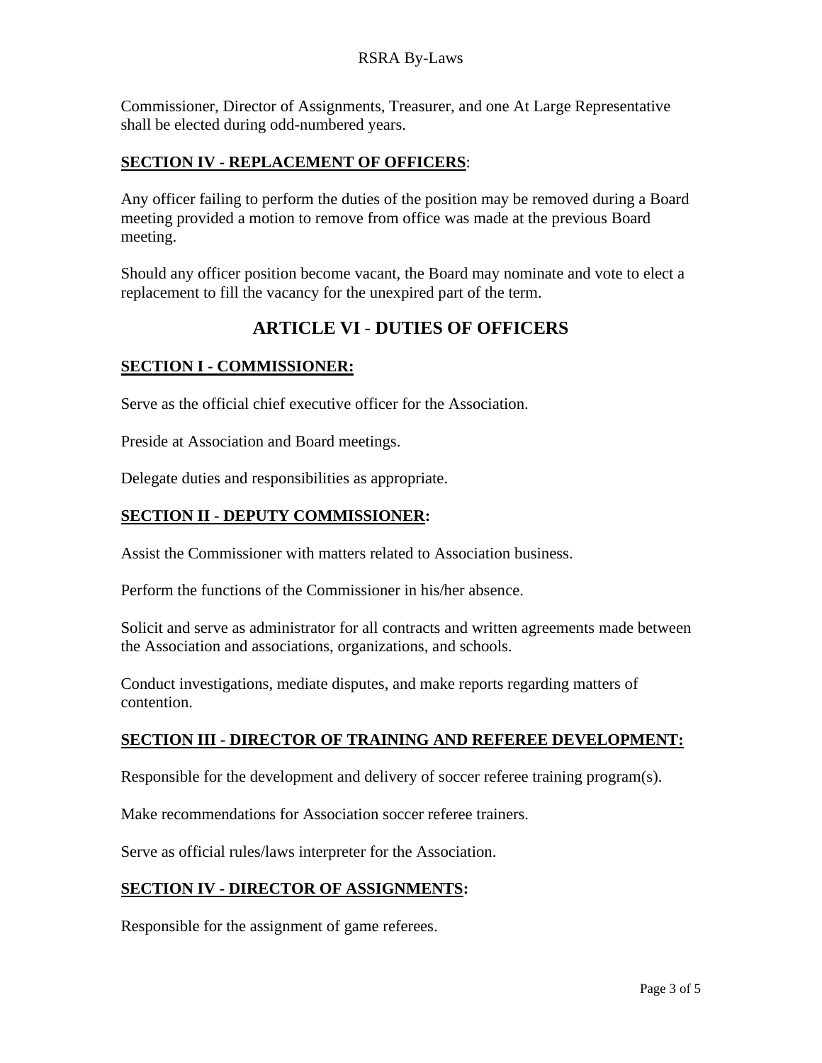Commissioner, Director of Assignments, Treasurer, and one At Large Representative shall be elected during odd-numbered years.

### **SECTION IV - REPLACEMENT OF OFFICERS**:

Any officer failing to perform the duties of the position may be removed during a Board meeting provided a motion to remove from office was made at the previous Board meeting.

Should any officer position become vacant, the Board may nominate and vote to elect a replacement to fill the vacancy for the unexpired part of the term.

## ARTICLE VI - DUTIES OF OFFICERS

### **SECTION I - COMMISSIONER:**

Serve as the official chief executive officer for the Association.

Preside at Association and Board meetings.

Delegate duties and responsibilities as appropriate.

### **SECTION II - DEPUTY COMMISSIONER:**

Assist the Commissioner with matters related to Association business.

Perform the functions of the Commissioner in his/her absence.

Solicit and serve as administrator for all contracts and written agreements made between the Association and associations, organizations, and schools.

Conduct investigations, mediate disputes, and make reports regarding matters of contention.

### **SECTION III - DIRECTOR OF TRAINING AND REFEREE DEVELOPMENT:**

Responsible for the development and delivery of soccer referee training program(s).

Make recommendations for Association soccer referee trainers.

Serve as official rules/laws interpreter for the Association.

### **SECTION IV - DIRECTOR OF ASSIGNMENTS:**

Responsible for the assignment of game referees.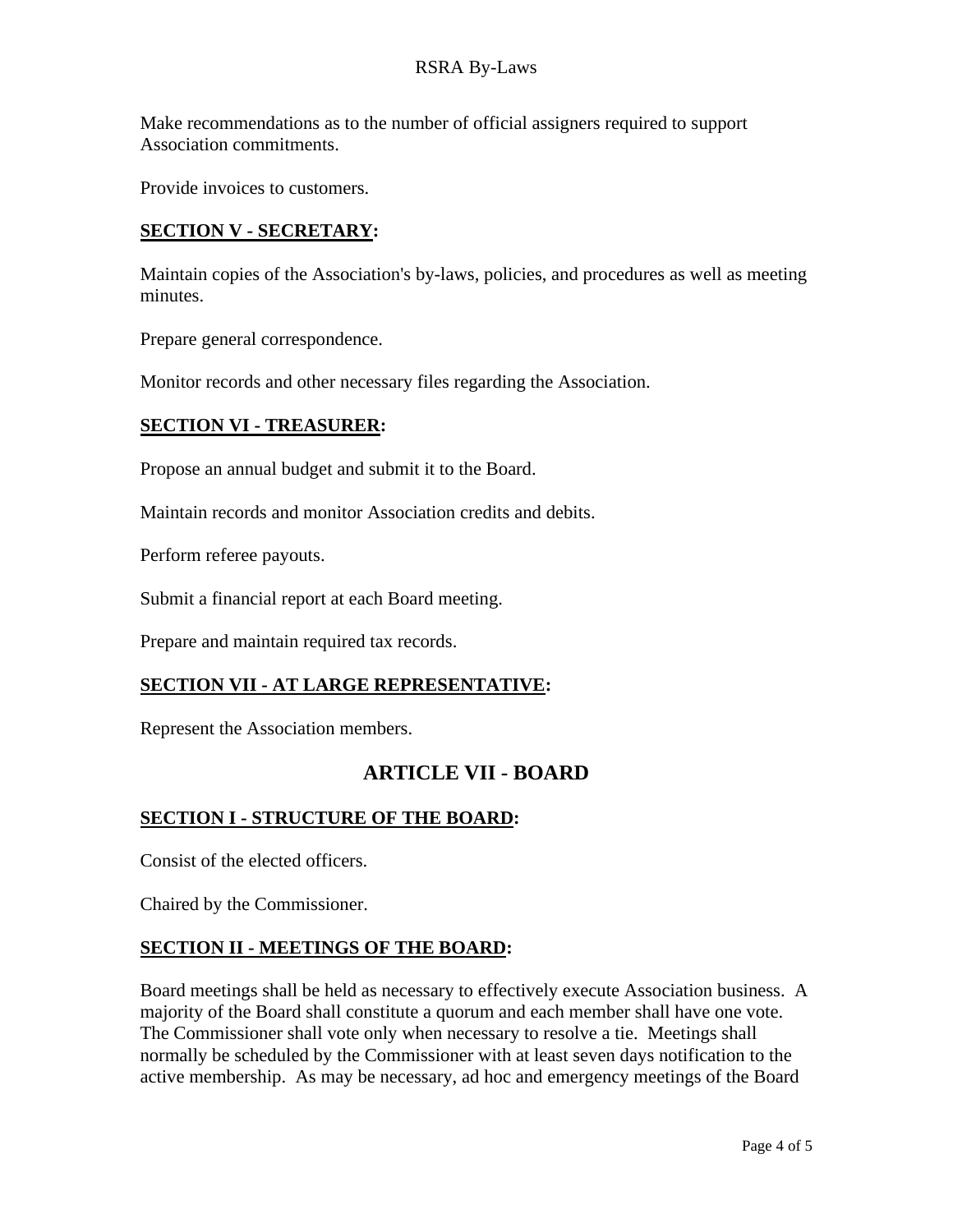Make recommendations as to the number of official assigners required to support Association commitments.

Provide invoices to customers.

### **SECTION V - SECRETARY:**

Maintain copies of the Association's by-laws, policies, and procedures as well as meeting minutes.

Prepare general correspondence.

Monitor records and other necessary files regarding the Association.

### **SECTION VI - TREASURER:**

Propose an annual budget and submit it to the Board.

Maintain records and monitor Association credits and debits.

Perform referee payouts.

Submit a financial report at each Board meeting.

Prepare and maintain required tax records.

### **SECTION VII - AT LARGE REPRESENTATIVE:**

Represent the Association members.

## ARTICLE VII - BOARD

### **SECTION I - STRUCTURE OF THE BOARD:**

Consist of the elected officers.

Chaired by the Commissioner.

### **SECTION II - MEETINGS OF THE BOARD:**

Board meetings shall be held as necessary to effectively execute Association business. A majority of the Board shall constitute a quorum and each member shall have one vote. The Commissioner shall vote only when necessary to resolve a tie. Meetings shall normally be scheduled by the Commissioner with at least seven days notification to the active membership. As may be necessary, ad hoc and emergency meetings of the Board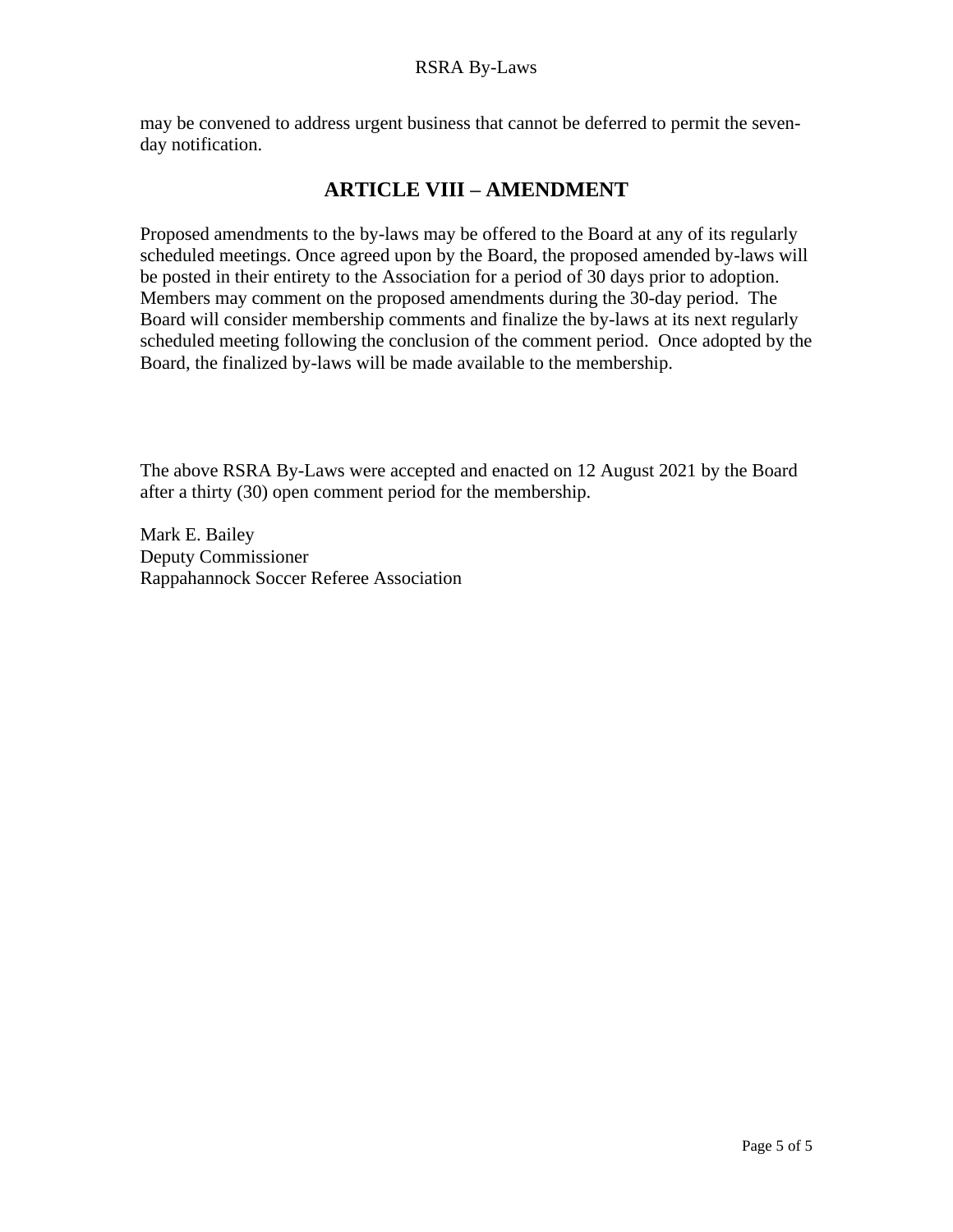may be convened to address urgent business that cannot be deferred to permit the seven-day notification.

## ARTICLE VIII – AMENDMENT

Proposed amendments to the by-laws may be offered to the Board at any of its regularly scheduled meetings. Once agreed upon by the Board, the proposed amended by-laws will be posted in their entirety to the Association for a period of 30 days prior to adoption. Members may comment on the proposed amendments during the 30-day period. The Board will consider membership comments and finalize the by-laws at its next regularly scheduled meeting following the conclusion of the comment period. Once adopted by the Board, the finalized by-laws will be made available to the membership.

The above RSRA By-Laws were accepted and enacted on 12 August 2021 by the Board after a thirty (30) open comment period for the membership.

Mark E. Bailey
Deputy Commissioner
Rappahannock Soccer Referee Association